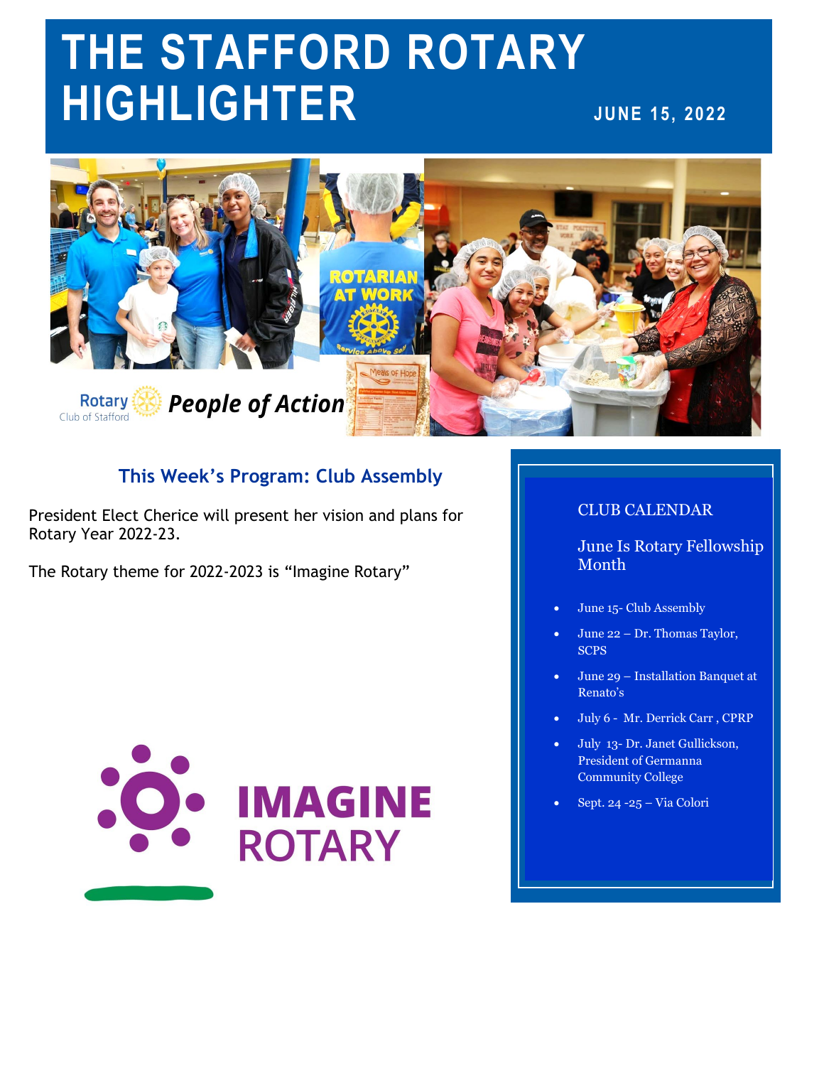# THE STAFFORD ROTARY HIGHLIGHTER

**JUNE 15, 2022**

Rotary Club of Stafford *People of Action*

## This Week's Program: Club Assembly

President Elect Cherice will present her vision and plans for Rotary Year 2022-23.

The Rotary theme for 2022-2023 is "Imagine Rotary"

IMAGINE ROTARY

### CLUB CALENDAR

June Is Rotary Fellowship Month

- June 15- Club Assembly
- June 22 – Dr. Thomas Taylor, SCPS
- June 29 – Installation Banquet at Renato's
- July 6 - Mr. Derrick Carr , CPRP
- July 13- Dr. Janet Gullickson, President of Germanna Community College
- Sept. 24 -25 – Via Colori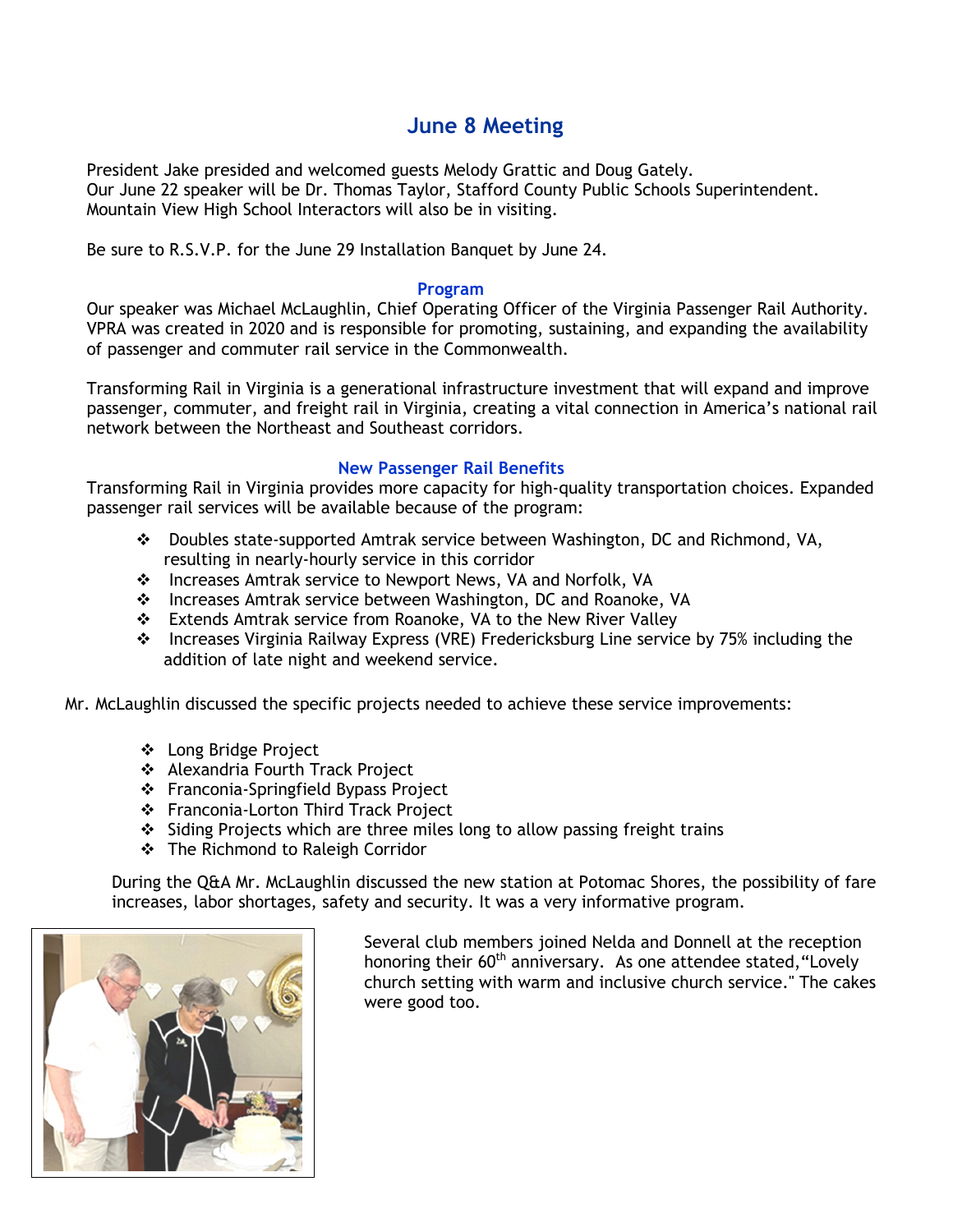## June 8 Meeting

President Jake presided and welcomed guests Melody Grattic and Doug Gately.
Our June 22 speaker will be Dr. Thomas Taylor, Stafford County Public Schools Superintendent. Mountain View High School Interactors will also be in visiting.

Be sure to R.S.V.P. for the June 29 Installation Banquet by June 24.

### Program

Our speaker was Michael McLaughlin, Chief Operating Officer of the Virginia Passenger Rail Authority. VPRA was created in 2020 and is responsible for promoting, sustaining, and expanding the availability of passenger and commuter rail service in the Commonwealth.

Transforming Rail in Virginia is a generational infrastructure investment that will expand and improve passenger, commuter, and freight rail in Virginia, creating a vital connection in America's national rail network between the Northeast and Southeast corridors.

### New Passenger Rail Benefits

Transforming Rail in Virginia provides more capacity for high-quality transportation choices. Expanded passenger rail services will be available because of the program:

- Doubles state-supported Amtrak service between Washington, DC and Richmond, VA, resulting in nearly-hourly service in this corridor
- Increases Amtrak service to Newport News, VA and Norfolk, VA
- Increases Amtrak service between Washington, DC and Roanoke, VA
- Extends Amtrak service from Roanoke, VA to the New River Valley
- Increases Virginia Railway Express (VRE) Fredericksburg Line service by 75% including the addition of late night and weekend service.

Mr. McLaughlin discussed the specific projects needed to achieve these service improvements:

- Long Bridge Project
- Alexandria Fourth Track Project
- Franconia-Springfield Bypass Project
- Franconia-Lorton Third Track Project
- Siding Projects which are three miles long to allow passing freight trains
- The Richmond to Raleigh Corridor

During the Q&A Mr. McLaughlin discussed the new station at Potomac Shores, the possibility of fare increases, labor shortages, safety and security. It was a very informative program.

Several club members joined Nelda and Donnell at the reception honoring their 60th anniversary. As one attendee stated, "Lovely church setting with warm and inclusive church service." The cakes were good too.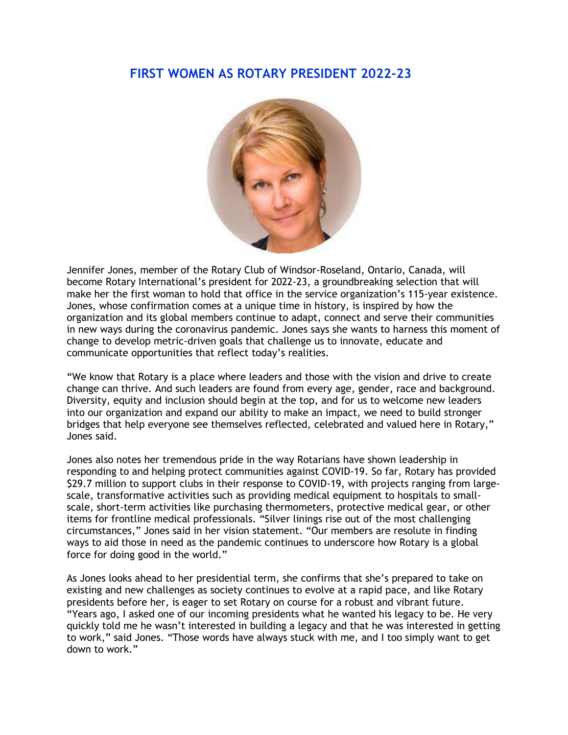## FIRST WOMEN AS ROTARY PRESIDENT 2022-23

Jennifer Jones, member of the Rotary Club of Windsor-Roseland, Ontario, Canada, will become Rotary International's president for 2022-23, a groundbreaking selection that will make her the first woman to hold that office in the service organization's 115-year existence. Jones, whose confirmation comes at a unique time in history, is inspired by how the organization and its global members continue to adapt, connect and serve their communities in new ways during the coronavirus pandemic. Jones says she wants to harness this moment of change to develop metric-driven goals that challenge us to innovate, educate and communicate opportunities that reflect today's realities.

"We know that Rotary is a place where leaders and those with the vision and drive to create change can thrive. And such leaders are found from every age, gender, race and background. Diversity, equity and inclusion should begin at the top, and for us to welcome new leaders into our organization and expand our ability to make an impact, we need to build stronger bridges that help everyone see themselves reflected, celebrated and valued here in Rotary," Jones said.

Jones also notes her tremendous pride in the way Rotarians have shown leadership in responding to and helping protect communities against COVID-19. So far, Rotary has provided $29.7 million to support clubs in their response to COVID-19, with projects ranging from large-scale, transformative activities such as providing medical equipment to hospitals to small-scale, short-term activities like purchasing thermometers, protective medical gear, or other items for frontline medical professionals. "Silver linings rise out of the most challenging circumstances," Jones said in her vision statement. "Our members are resolute in finding ways to aid those in need as the pandemic continues to underscore how Rotary is a global force for doing good in the world."

As Jones looks ahead to her presidential term, she confirms that she's prepared to take on existing and new challenges as society continues to evolve at a rapid pace, and like Rotary presidents before her, is eager to set Rotary on course for a robust and vibrant future. "Years ago, I asked one of our incoming presidents what he wanted his legacy to be. He very quickly told me he wasn't interested in building a legacy and that he was interested in getting to work," said Jones. "Those words have always stuck with me, and I too simply want to get down to work."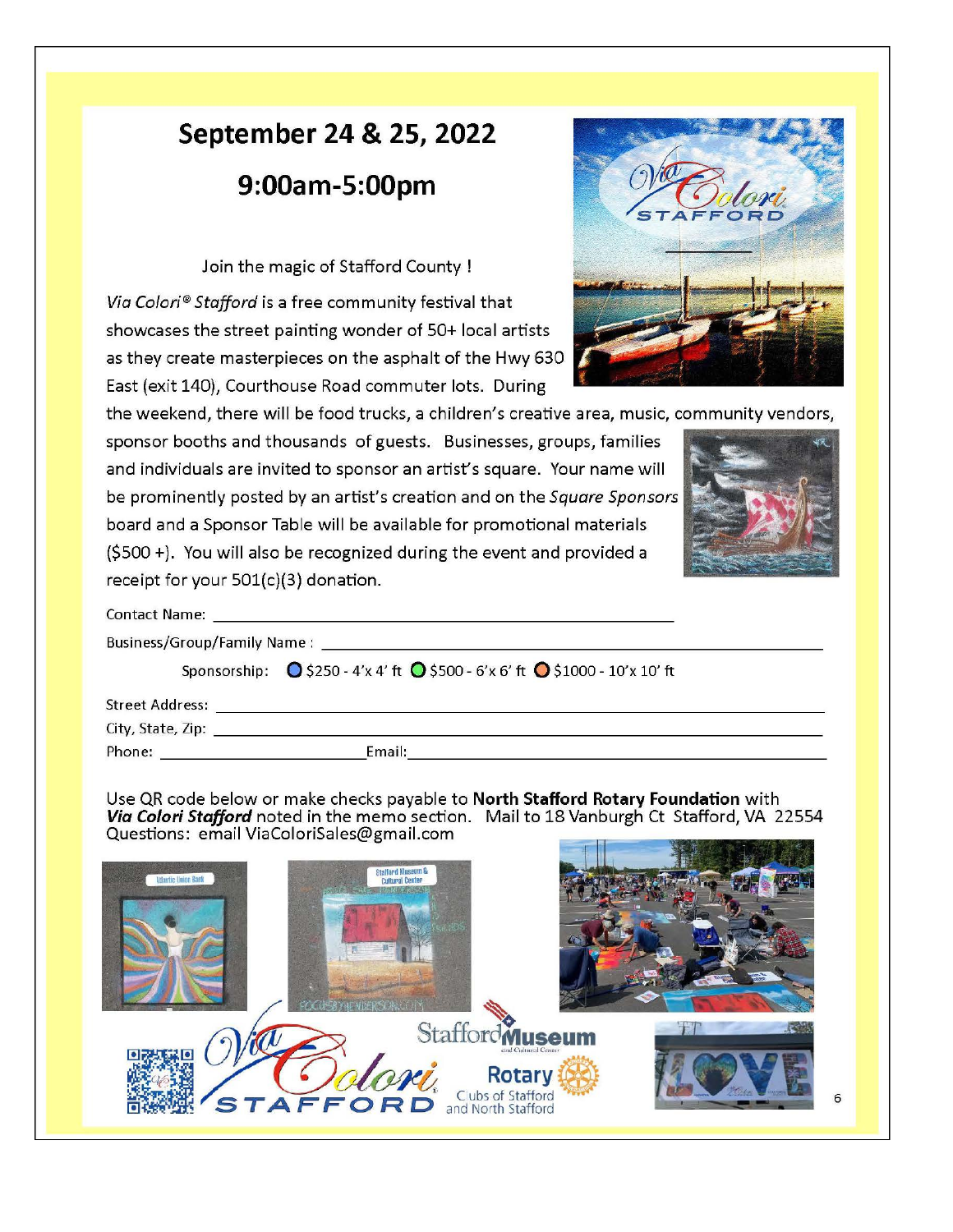# September 24 & 25, 2022

## 9:00am-5:00pm

Join the magic of Stafford County !

*Via Colori® Stafford* is a free community festival that showcases the street painting wonder of 50+ local artists as they create masterpieces on the asphalt of the Hwy 630 East (exit 140), Courthouse Road commuter lots. During the weekend, there will be food trucks, a children's creative area, music, community vendors, sponsor booths and thousands of guests. Businesses, groups, families and individuals are invited to sponsor an artist's square. Your name will be prominently posted by an artist's creation and on the *Square Sponsors* board and a Sponsor Table will be available for promotional materials ($500 +). You will also be recognized during the event and provided a receipt for your 501(c)(3) donation.

Contact Name: ______________________________

Business/Group/Family Name : ______________________________

Sponsorship: ○ $250 - 4'x 4' ft ○ $500 - 6'x 6' ft ○ $1000 - 10'x 10' ft

Street Address: ______________________________

City, State, Zip: ______________________________

Phone: ______________ Email: ______________________________

Use QR code below or make checks payable to **North Stafford Rotary Foundation** with ***Via Colori Stafford*** noted in the memo section. Mail to 18 Vanburgh Ct Stafford, VA 22554

Questions: email ViaColoriSales@gmail.com

Via Colori STAFFORD

Stafford Museum and Cultural Center

Rotary Clubs of Stafford and North Stafford